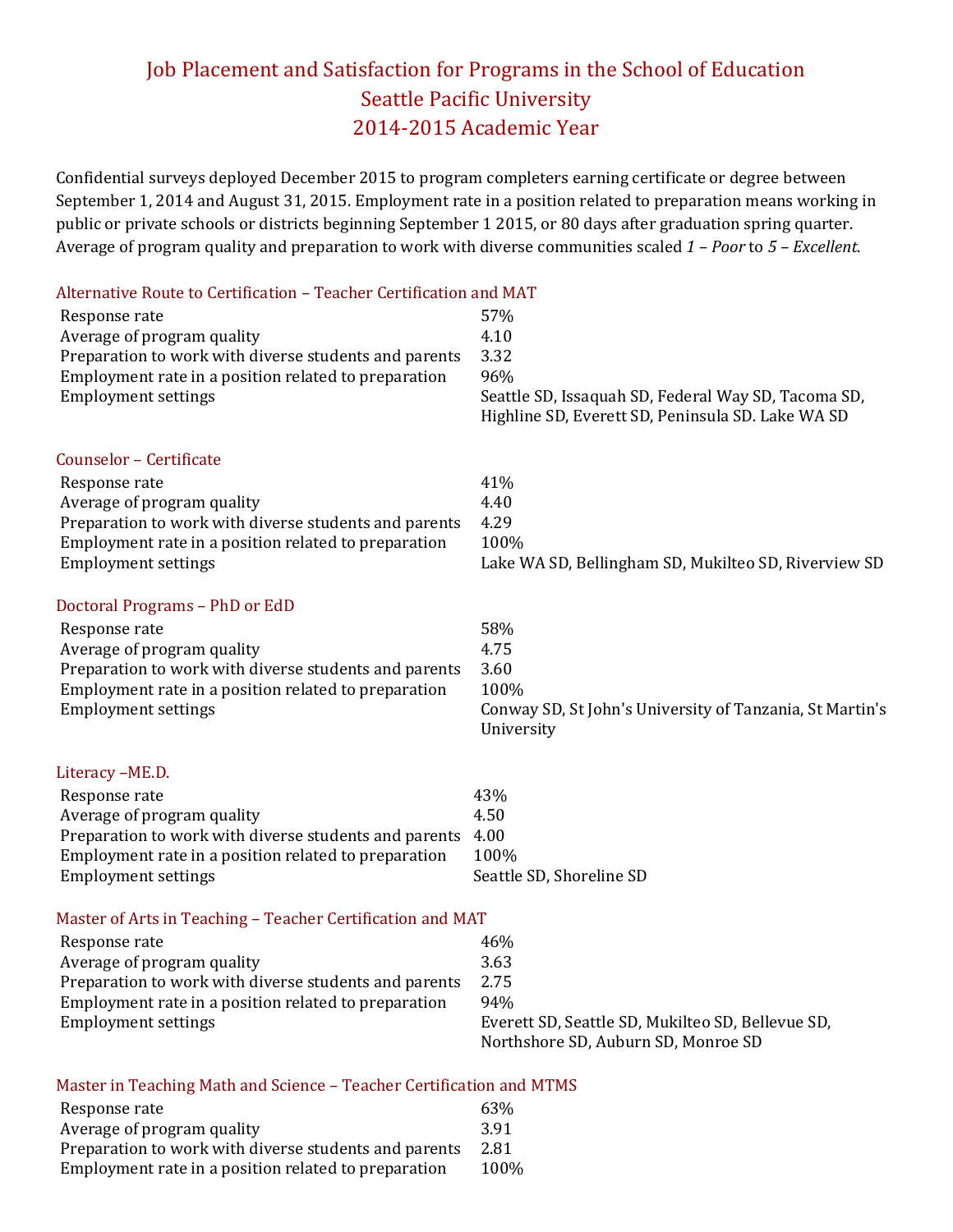# Job Placement and Satisfaction for Programs in the School of Education
# Seattle Pacific University
# 2014-2015 Academic Year

Confidential surveys deployed December 2015 to program completers earning certificate or degree between September 1, 2014 and August 31, 2015. Employment rate in a position related to preparation means working in public or private schools or districts beginning September 1 2015, or 80 days after graduation spring quarter. Average of program quality and preparation to work with diverse communities scaled *1 – Poor* to *5 – Excellent*.

## Alternative Route to Certification – Teacher Certification and MAT

| | |
|---|---|
| Response rate | 57% |
| Average of program quality | 4.10 |
| Preparation to work with diverse students and parents | 3.32 |
| Employment rate in a position related to preparation | 96% |
| Employment settings | Seattle SD, Issaquah SD, Federal Way SD, Tacoma SD, Highline SD, Everett SD, Peninsula SD. Lake WA SD |

## Counselor – Certificate

| | |
|---|---|
| Response rate | 41% |
| Average of program quality | 4.40 |
| Preparation to work with diverse students and parents | 4.29 |
| Employment rate in a position related to preparation | 100% |
| Employment settings | Lake WA SD, Bellingham SD, Mukilteo SD, Riverview SD |

## Doctoral Programs – PhD or EdD

| | |
|---|---|
| Response rate | 58% |
| Average of program quality | 4.75 |
| Preparation to work with diverse students and parents | 3.60 |
| Employment rate in a position related to preparation | 100% |
| Employment settings | Conway SD, St John's University of Tanzania, St Martin's University |

## Literacy –ME.D.

| | |
|---|---|
| Response rate | 43% |
| Average of program quality | 4.50 |
| Preparation to work with diverse students and parents | 4.00 |
| Employment rate in a position related to preparation | 100% |
| Employment settings | Seattle SD, Shoreline SD |

## Master of Arts in Teaching – Teacher Certification and MAT

| | |
|---|---|
| Response rate | 46% |
| Average of program quality | 3.63 |
| Preparation to work with diverse students and parents | 2.75 |
| Employment rate in a position related to preparation | 94% |
| Employment settings | Everett SD, Seattle SD, Mukilteo SD, Bellevue SD, Northshore SD, Auburn SD, Monroe SD |

## Master in Teaching Math and Science – Teacher Certification and MTMS

| | |
|---|---|
| Response rate | 63% |
| Average of program quality | 3.91 |
| Preparation to work with diverse students and parents | 2.81 |
| Employment rate in a position related to preparation | 100% |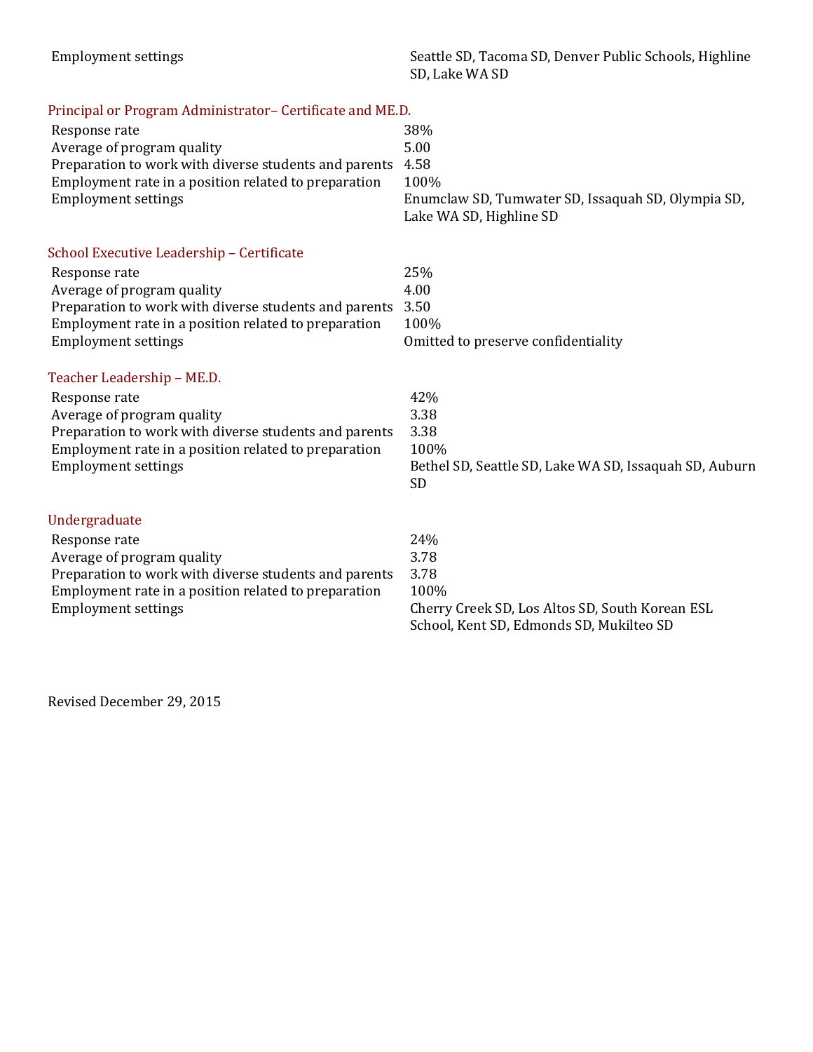| | |
|---|---|
| Employment settings | Seattle SD, Tacoma SD, Denver Public Schools, Highline SD, Lake WA SD |

### Principal or Program Administrator– Certificate and ME.D.

| | |
|---|---|
| Response rate | 38% |
| Average of program quality | 5.00 |
| Preparation to work with diverse students and parents | 4.58 |
| Employment rate in a position related to preparation | 100% |
| Employment settings | Enumclaw SD, Tumwater SD, Issaquah SD, Olympia SD, Lake WA SD, Highline SD |

### School Executive Leadership – Certificate

| | |
|---|---|
| Response rate | 25% |
| Average of program quality | 4.00 |
| Preparation to work with diverse students and parents | 3.50 |
| Employment rate in a position related to preparation | 100% |
| Employment settings | Omitted to preserve confidentiality |

### Teacher Leadership – ME.D.

| | |
|---|---|
| Response rate | 42% |
| Average of program quality | 3.38 |
| Preparation to work with diverse students and parents | 3.38 |
| Employment rate in a position related to preparation | 100% |
| Employment settings | Bethel SD, Seattle SD, Lake WA SD, Issaquah SD, Auburn SD |

### Undergraduate

| | |
|---|---|
| Response rate | 24% |
| Average of program quality | 3.78 |
| Preparation to work with diverse students and parents | 3.78 |
| Employment rate in a position related to preparation | 100% |
| Employment settings | Cherry Creek SD, Los Altos SD, South Korean ESL School, Kent SD, Edmonds SD, Mukilteo SD |

Revised December 29, 2015